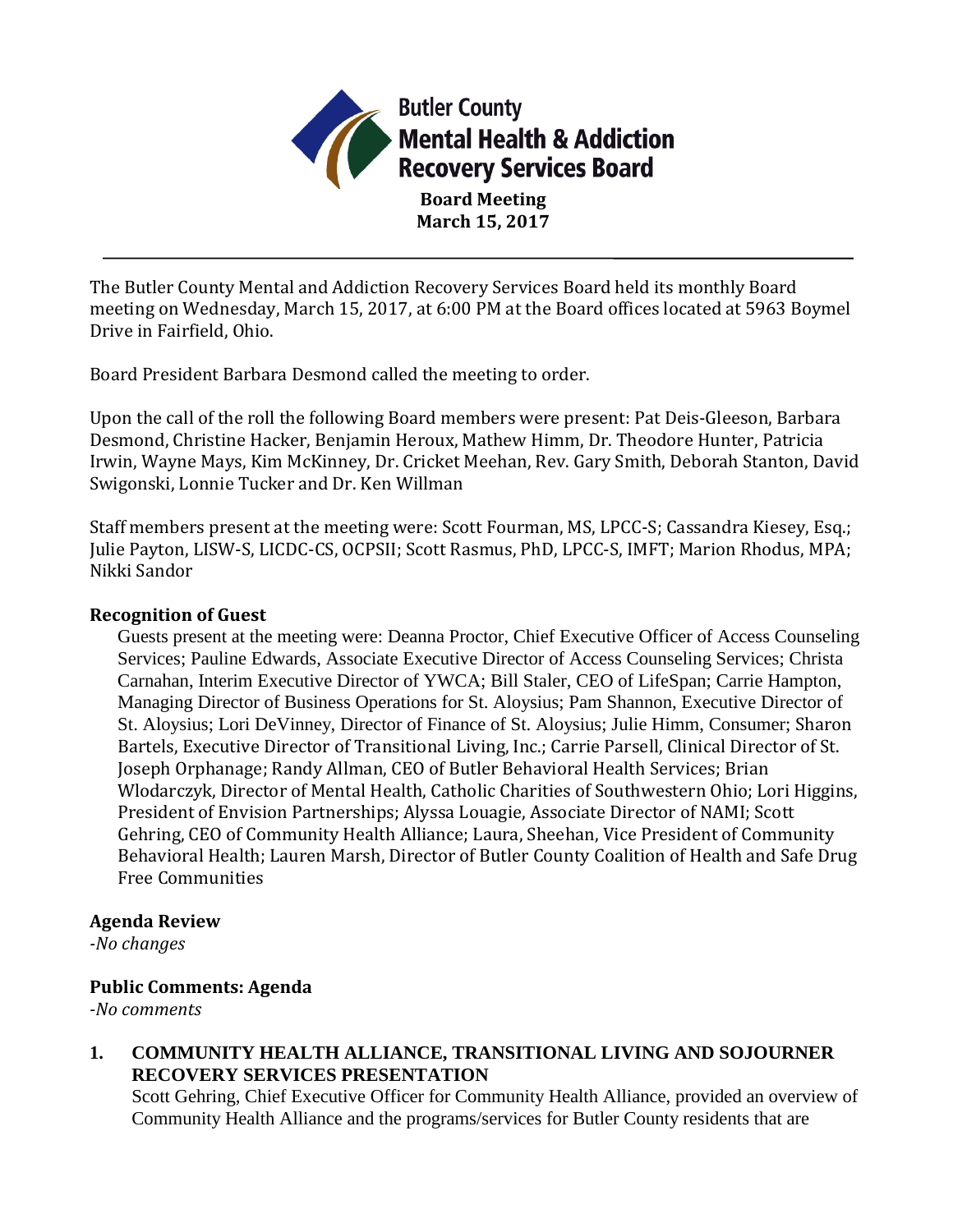# Butler County Mental Health & Addiction Recovery Services Board

**Board Meeting**
**March 15, 2017**

---

The Butler County Mental and Addiction Recovery Services Board held its monthly Board meeting on Wednesday, March 15, 2017, at 6:00 PM at the Board offices located at 5963 Boymel Drive in Fairfield, Ohio.

Board President Barbara Desmond called the meeting to order.

Upon the call of the roll the following Board members were present: Pat Deis-Gleeson, Barbara Desmond, Christine Hacker, Benjamin Heroux, Mathew Himm, Dr. Theodore Hunter, Patricia Irwin, Wayne Mays, Kim McKinney, Dr. Cricket Meehan, Rev. Gary Smith, Deborah Stanton, David Swigonski, Lonnie Tucker and Dr. Ken Willman

Staff members present at the meeting were: Scott Fourman, MS, LPCC-S; Cassandra Kiesey, Esq.; Julie Payton, LISW-S, LICDC-CS, OCPSII; Scott Rasmus, PhD, LPCC-S, IMFT; Marion Rhodus, MPA; Nikki Sandor

### Recognition of Guest

Guests present at the meeting were: Deanna Proctor, Chief Executive Officer of Access Counseling Services; Pauline Edwards, Associate Executive Director of Access Counseling Services; Christa Carnahan, Interim Executive Director of YWCA; Bill Staler, CEO of LifeSpan; Carrie Hampton, Managing Director of Business Operations for St. Aloysius; Pam Shannon, Executive Director of St. Aloysius; Lori DeVinney, Director of Finance of St. Aloysius; Julie Himm, Consumer; Sharon Bartels, Executive Director of Transitional Living, Inc.; Carrie Parsell, Clinical Director of St. Joseph Orphanage; Randy Allman, CEO of Butler Behavioral Health Services; Brian Wlodarczyk, Director of Mental Health, Catholic Charities of Southwestern Ohio; Lori Higgins, President of Envision Partnerships; Alyssa Louagie, Associate Director of NAMI; Scott Gehring, CEO of Community Health Alliance; Laura, Sheehan, Vice President of Community Behavioral Health; Lauren Marsh, Director of Butler County Coalition of Health and Safe Drug Free Communities

### Agenda Review

*-No changes*

### Public Comments: Agenda

*-No comments*

**1. COMMUNITY HEALTH ALLIANCE, TRANSITIONAL LIVING AND SOJOURNER RECOVERY SERVICES PRESENTATION**

Scott Gehring, Chief Executive Officer for Community Health Alliance, provided an overview of Community Health Alliance and the programs/services for Butler County residents that are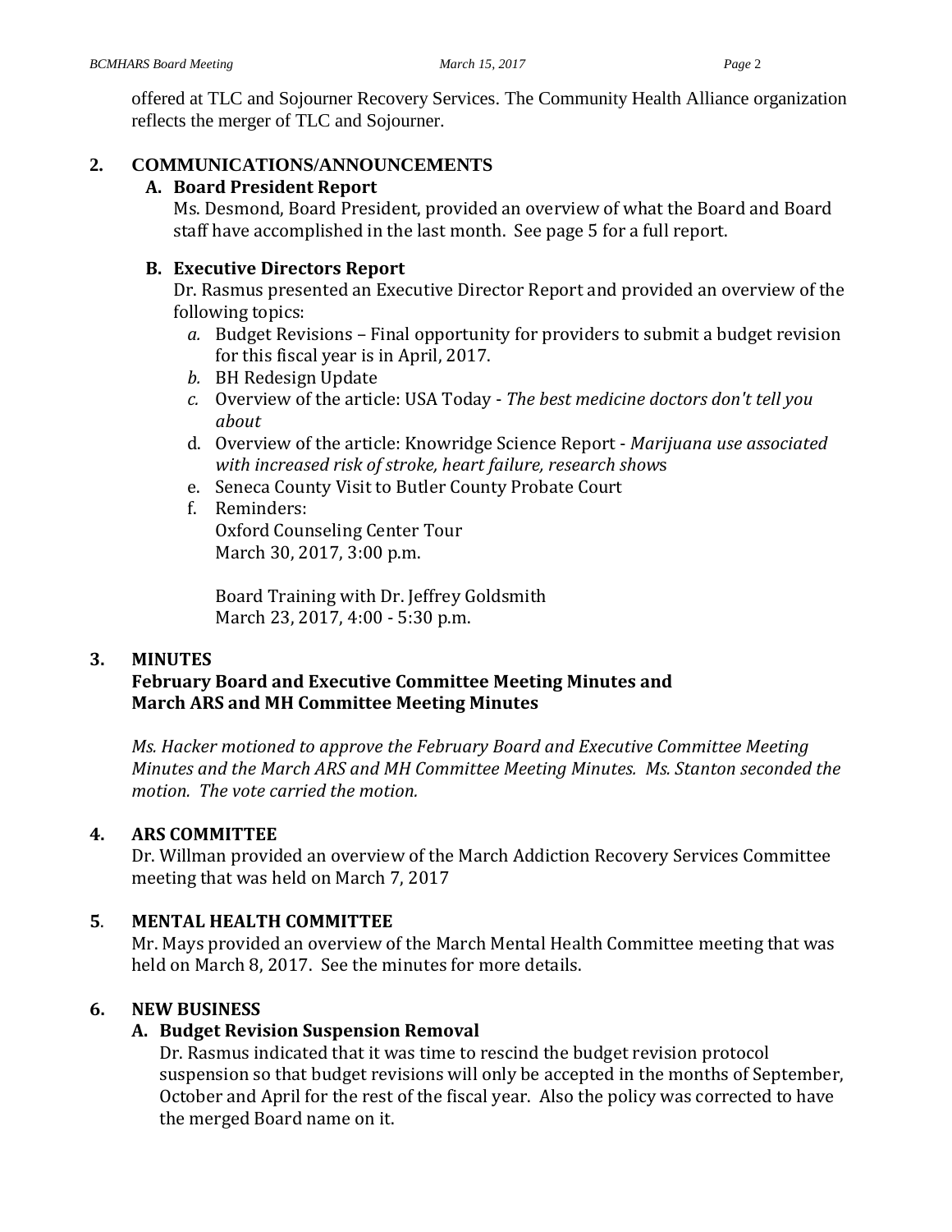offered at TLC and Sojourner Recovery Services. The Community Health Alliance organization reflects the merger of TLC and Sojourner.

## 2. COMMUNICATIONS/ANNOUNCEMENTS

### A. Board President Report

Ms. Desmond, Board President, provided an overview of what the Board and Board staff have accomplished in the last month. See page 5 for a full report.

### B. Executive Directors Report

Dr. Rasmus presented an Executive Director Report and provided an overview of the following topics:

*a.* Budget Revisions – Final opportunity for providers to submit a budget revision for this fiscal year is in April, 2017.

*b.* BH Redesign Update

*c.* Overview of the article: USA Today - *The best medicine doctors don't tell you about*

d. Overview of the article: Knowridge Science Report - *Marijuana use associated with increased risk of stroke, heart failure, research show*s

e. Seneca County Visit to Butler County Probate Court

f. Reminders:
Oxford Counseling Center Tour
March 30, 2017, 3:00 p.m.

Board Training with Dr. Jeffrey Goldsmith
March 23, 2017, 4:00 - 5:30 p.m.

## 3. MINUTES

**February Board and Executive Committee Meeting Minutes and March ARS and MH Committee Meeting Minutes**

*Ms. Hacker motioned to approve the February Board and Executive Committee Meeting Minutes and the March ARS and MH Committee Meeting Minutes. Ms. Stanton seconded the motion. The vote carried the motion.*

## 4. ARS COMMITTEE

Dr. Willman provided an overview of the March Addiction Recovery Services Committee meeting that was held on March 7, 2017

## 5. MENTAL HEALTH COMMITTEE

Mr. Mays provided an overview of the March Mental Health Committee meeting that was held on March 8, 2017. See the minutes for more details.

## 6. NEW BUSINESS

### A. Budget Revision Suspension Removal

Dr. Rasmus indicated that it was time to rescind the budget revision protocol suspension so that budget revisions will only be accepted in the months of September, October and April for the rest of the fiscal year. Also the policy was corrected to have the merged Board name on it.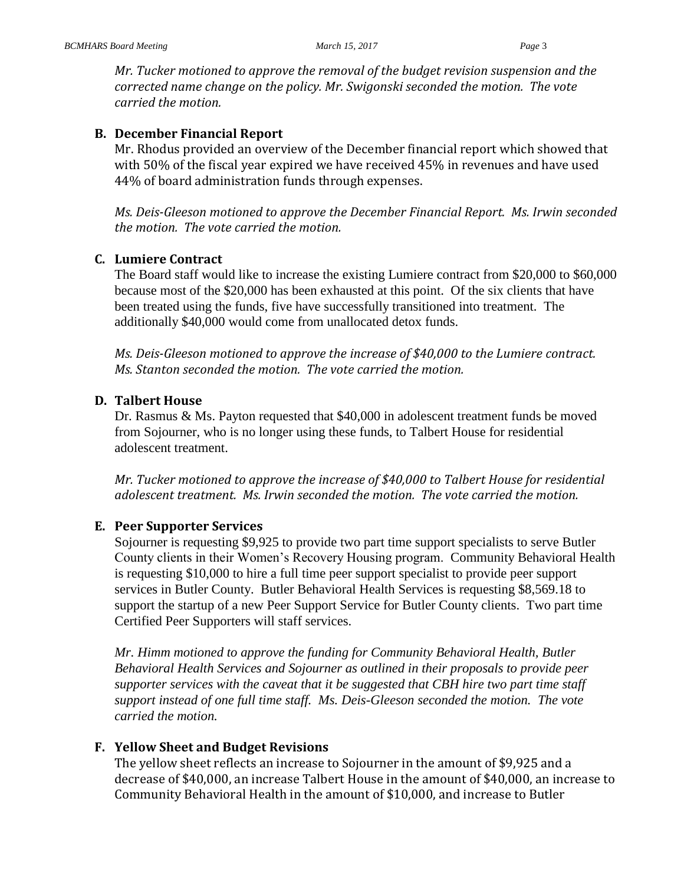*Mr. Tucker motioned to approve the removal of the budget revision suspension and the corrected name change on the policy. Mr. Swigonski seconded the motion. The vote carried the motion.*

**B. December Financial Report**

Mr. Rhodus provided an overview of the December financial report which showed that with 50% of the fiscal year expired we have received 45% in revenues and have used 44% of board administration funds through expenses.

*Ms. Deis-Gleeson motioned to approve the December Financial Report. Ms. Irwin seconded the motion. The vote carried the motion.*

**C. Lumiere Contract**

The Board staff would like to increase the existing Lumiere contract from $20,000 to $60,000 because most of the $20,000 has been exhausted at this point. Of the six clients that have been treated using the funds, five have successfully transitioned into treatment. The additionally $40,000 would come from unallocated detox funds.

*Ms. Deis-Gleeson motioned to approve the increase of $40,000 to the Lumiere contract. Ms. Stanton seconded the motion. The vote carried the motion.*

**D. Talbert House**

Dr. Rasmus & Ms. Payton requested that $40,000 in adolescent treatment funds be moved from Sojourner, who is no longer using these funds, to Talbert House for residential adolescent treatment.

*Mr. Tucker motioned to approve the increase of $40,000 to Talbert House for residential adolescent treatment. Ms. Irwin seconded the motion. The vote carried the motion.*

**E. Peer Supporter Services**

Sojourner is requesting $9,925 to provide two part time support specialists to serve Butler County clients in their Women's Recovery Housing program. Community Behavioral Health is requesting $10,000 to hire a full time peer support specialist to provide peer support services in Butler County. Butler Behavioral Health Services is requesting $8,569.18 to support the startup of a new Peer Support Service for Butler County clients. Two part time Certified Peer Supporters will staff services.

*Mr. Himm motioned to approve the funding for Community Behavioral Health, Butler Behavioral Health Services and Sojourner as outlined in their proposals to provide peer supporter services with the caveat that it be suggested that CBH hire two part time staff support instead of one full time staff. Ms. Deis-Gleeson seconded the motion. The vote carried the motion.*

**F. Yellow Sheet and Budget Revisions**

The yellow sheet reflects an increase to Sojourner in the amount of $9,925 and a decrease of $40,000, an increase Talbert House in the amount of $40,000, an increase to Community Behavioral Health in the amount of $10,000, and increase to Butler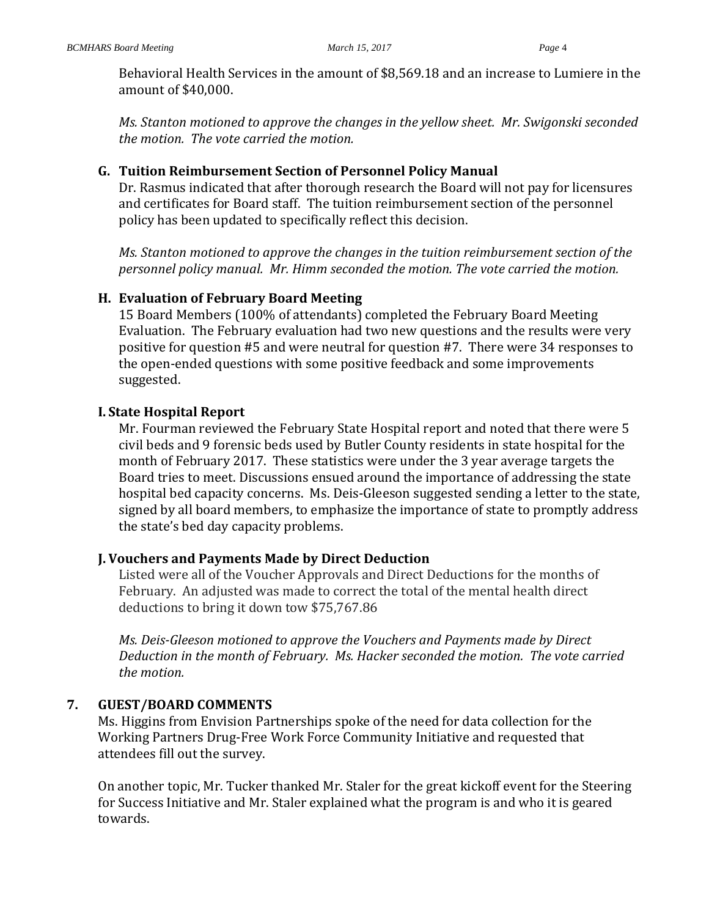Behavioral Health Services in the amount of $8,569.18 and an increase to Lumiere in the amount of $40,000.

*Ms. Stanton motioned to approve the changes in the yellow sheet. Mr. Swigonski seconded the motion. The vote carried the motion.*

### G. Tuition Reimbursement Section of Personnel Policy Manual

Dr. Rasmus indicated that after thorough research the Board will not pay for licensures and certificates for Board staff. The tuition reimbursement section of the personnel policy has been updated to specifically reflect this decision.

*Ms. Stanton motioned to approve the changes in the tuition reimbursement section of the personnel policy manual. Mr. Himm seconded the motion. The vote carried the motion.*

### H. Evaluation of February Board Meeting

15 Board Members (100% of attendants) completed the February Board Meeting Evaluation. The February evaluation had two new questions and the results were very positive for question #5 and were neutral for question #7. There were 34 responses to the open-ended questions with some positive feedback and some improvements suggested.

### I. State Hospital Report

Mr. Fourman reviewed the February State Hospital report and noted that there were 5 civil beds and 9 forensic beds used by Butler County residents in state hospital for the month of February 2017. These statistics were under the 3 year average targets the Board tries to meet. Discussions ensued around the importance of addressing the state hospital bed capacity concerns. Ms. Deis-Gleeson suggested sending a letter to the state, signed by all board members, to emphasize the importance of state to promptly address the state's bed day capacity problems.

### J. Vouchers and Payments Made by Direct Deduction

Listed were all of the Voucher Approvals and Direct Deductions for the months of February. An adjusted was made to correct the total of the mental health direct deductions to bring it down tow $75,767.86

*Ms. Deis-Gleeson motioned to approve the Vouchers and Payments made by Direct Deduction in the month of February. Ms. Hacker seconded the motion. The vote carried the motion.*

## 7. GUEST/BOARD COMMENTS

Ms. Higgins from Envision Partnerships spoke of the need for data collection for the Working Partners Drug-Free Work Force Community Initiative and requested that attendees fill out the survey.

On another topic, Mr. Tucker thanked Mr. Staler for the great kickoff event for the Steering for Success Initiative and Mr. Staler explained what the program is and who it is geared towards.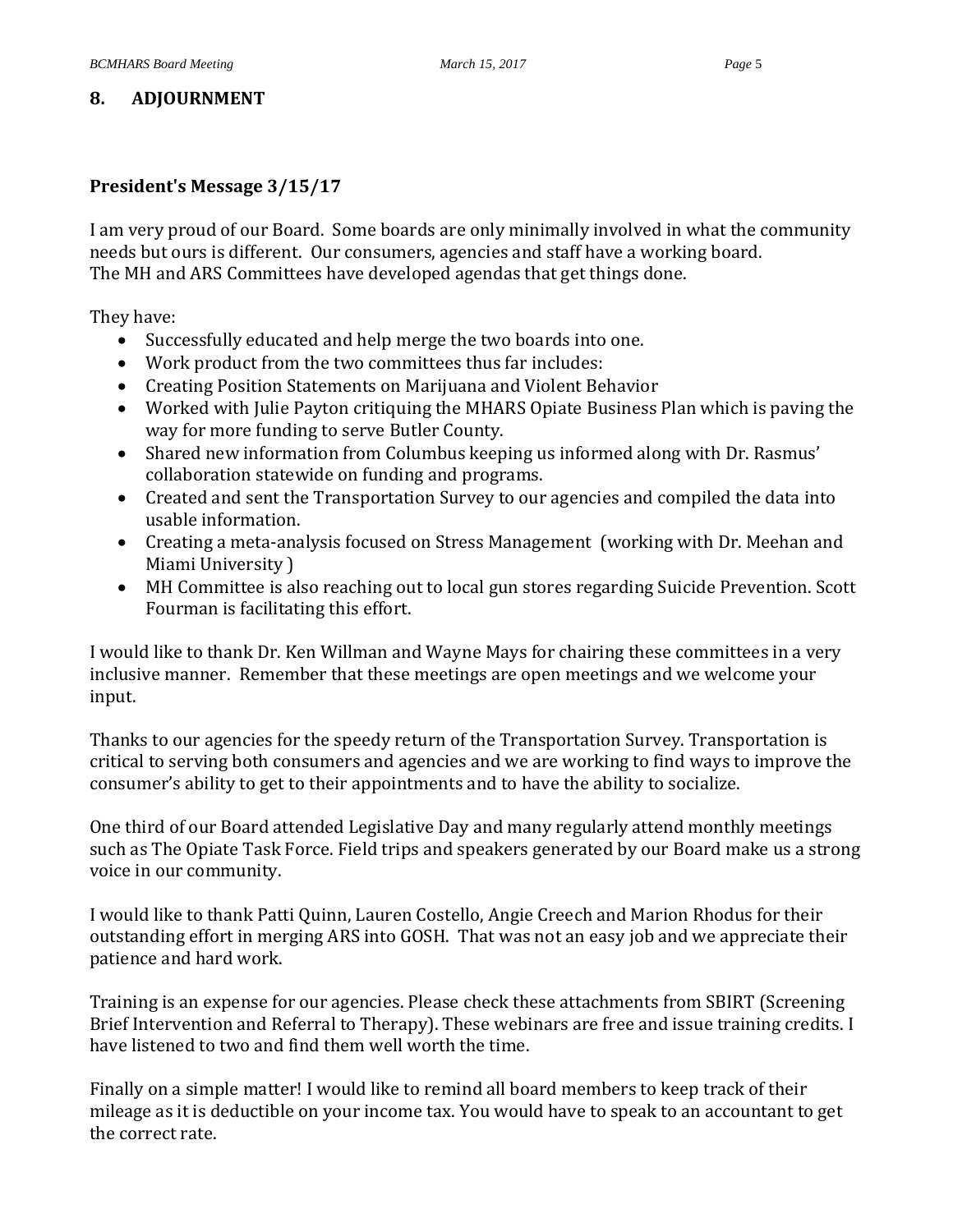## 8. ADJOURNMENT

### President's Message 3/15/17

I am very proud of our Board. Some boards are only minimally involved in what the community needs but ours is different. Our consumers, agencies and staff have a working board. The MH and ARS Committees have developed agendas that get things done.

They have:

- Successfully educated and help merge the two boards into one.
- Work product from the two committees thus far includes:
- Creating Position Statements on Marijuana and Violent Behavior
- Worked with Julie Payton critiquing the MHARS Opiate Business Plan which is paving the way for more funding to serve Butler County.
- Shared new information from Columbus keeping us informed along with Dr. Rasmus' collaboration statewide on funding and programs.
- Created and sent the Transportation Survey to our agencies and compiled the data into usable information.
- Creating a meta-analysis focused on Stress Management (working with Dr. Meehan and Miami University )
- MH Committee is also reaching out to local gun stores regarding Suicide Prevention. Scott Fourman is facilitating this effort.

I would like to thank Dr. Ken Willman and Wayne Mays for chairing these committees in a very inclusive manner. Remember that these meetings are open meetings and we welcome your input.

Thanks to our agencies for the speedy return of the Transportation Survey. Transportation is critical to serving both consumers and agencies and we are working to find ways to improve the consumer's ability to get to their appointments and to have the ability to socialize.

One third of our Board attended Legislative Day and many regularly attend monthly meetings such as The Opiate Task Force. Field trips and speakers generated by our Board make us a strong voice in our community.

I would like to thank Patti Quinn, Lauren Costello, Angie Creech and Marion Rhodus for their outstanding effort in merging ARS into GOSH. That was not an easy job and we appreciate their patience and hard work.

Training is an expense for our agencies. Please check these attachments from SBIRT (Screening Brief Intervention and Referral to Therapy). These webinars are free and issue training credits. I have listened to two and find them well worth the time.

Finally on a simple matter! I would like to remind all board members to keep track of their mileage as it is deductible on your income tax. You would have to speak to an accountant to get the correct rate.